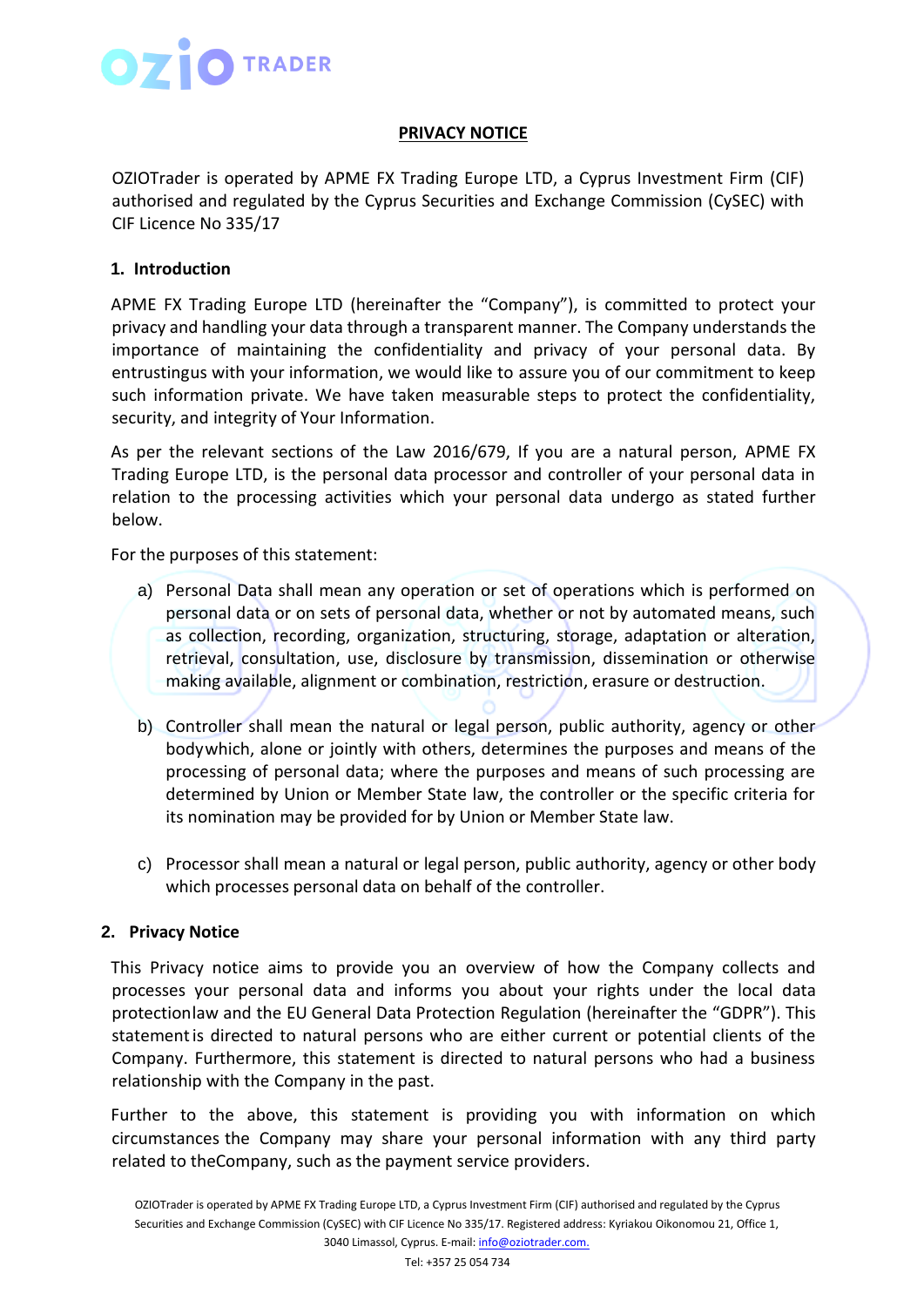# PRIVACY NOTICE

OZIOTrader is operated by APME FX Trading Europe LTD, a Cyprus Investment Firm (CIF) authorised and regulated by the Cyprus Securities and Exchange Commission (CySEC) with CIF Licence No 335/17

## 1. Introduction

APME FX Trading Europe LTD (hereinafter the "Company"), is committed to protect your privacy and handling your data through a transparent manner. The Company understands the importance of maintaining the confidentiality and privacy of your personal data. By entrustingus with your information, we would like to assure you of our commitment to keep such information private. We have taken measurable steps to protect the confidentiality, security, and integrity of Your Information.

As per the relevant sections of the Law 2016/679, If you are a natural person, APME FX Trading Europe LTD, is the personal data processor and controller of your personal data in relation to the processing activities which your personal data undergo as stated further below.

For the purposes of this statement:

a) Personal Data shall mean any operation or set of operations which is performed on personal data or on sets of personal data, whether or not by automated means, such as collection, recording, organization, structuring, storage, adaptation or alteration, retrieval, consultation, use, disclosure by transmission, dissemination or otherwise making available, alignment or combination, restriction, erasure or destruction.

b) Controller shall mean the natural or legal person, public authority, agency or other bodywhich, alone or jointly with others, determines the purposes and means of the processing of personal data; where the purposes and means of such processing are determined by Union or Member State law, the controller or the specific criteria for its nomination may be provided for by Union or Member State law.

c) Processor shall mean a natural or legal person, public authority, agency or other body which processes personal data on behalf of the controller.

## 2. Privacy Notice

This Privacy notice aims to provide you an overview of how the Company collects and processes your personal data and informs you about your rights under the local data protectionlaw and the EU General Data Protection Regulation (hereinafter the "GDPR"). This statement is directed to natural persons who are either current or potential clients of the Company. Furthermore, this statement is directed to natural persons who had a business relationship with the Company in the past.

Further to the above, this statement is providing you with information on which circumstances the Company may share your personal information with any third party related to theCompany, such as the payment service providers.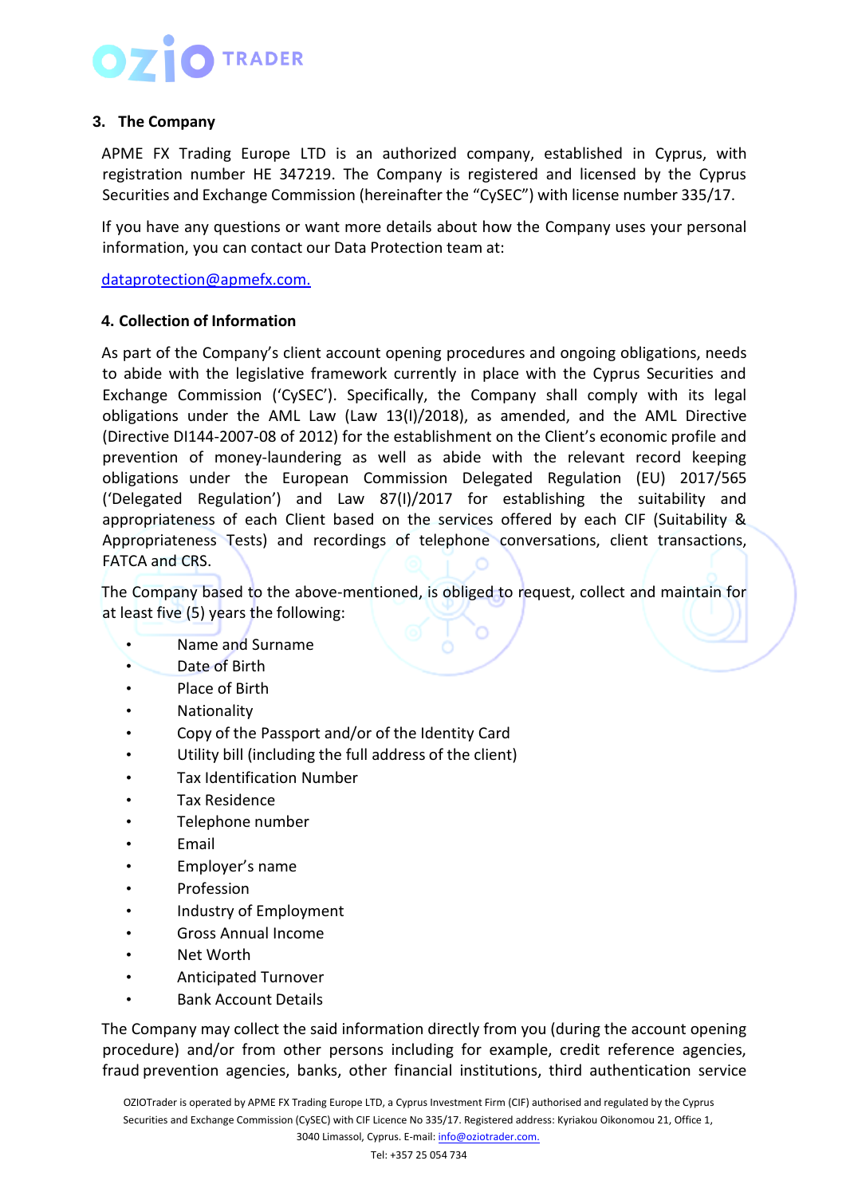## 3. The Company

APME FX Trading Europe LTD is an authorized company, established in Cyprus, with registration number HE 347219. The Company is registered and licensed by the Cyprus Securities and Exchange Commission (hereinafter the "CySEC") with license number 335/17.

If you have any questions or want more details about how the Company uses your personal information, you can contact our Data Protection team at:

dataprotection@apmefx.com.

## 4. Collection of Information

As part of the Company's client account opening procedures and ongoing obligations, needs to abide with the legislative framework currently in place with the Cyprus Securities and Exchange Commission ('CySEC'). Specifically, the Company shall comply with its legal obligations under the AML Law (Law 13(I)/2018), as amended, and the AML Directive (Directive DI144-2007-08 of 2012) for the establishment on the Client's economic profile and prevention of money-laundering as well as abide with the relevant record keeping obligations under the European Commission Delegated Regulation (EU) 2017/565 ('Delegated Regulation') and Law 87(I)/2017 for establishing the suitability and appropriateness of each Client based on the services offered by each CIF (Suitability & Appropriateness Tests) and recordings of telephone conversations, client transactions, FATCA and CRS.

The Company based to the above-mentioned, is obliged to request, collect and maintain for at least five (5) years the following:

- Name and Surname
- Date of Birth
- Place of Birth
- Nationality
- Copy of the Passport and/or of the Identity Card
- Utility bill (including the full address of the client)
- Tax Identification Number
- Tax Residence
- Telephone number
- Email
- Employer's name
- Profession
- Industry of Employment
- Gross Annual Income
- Net Worth
- Anticipated Turnover
- Bank Account Details

The Company may collect the said information directly from you (during the account opening procedure) and/or from other persons including for example, credit reference agencies, fraud prevention agencies, banks, other financial institutions, third authentication service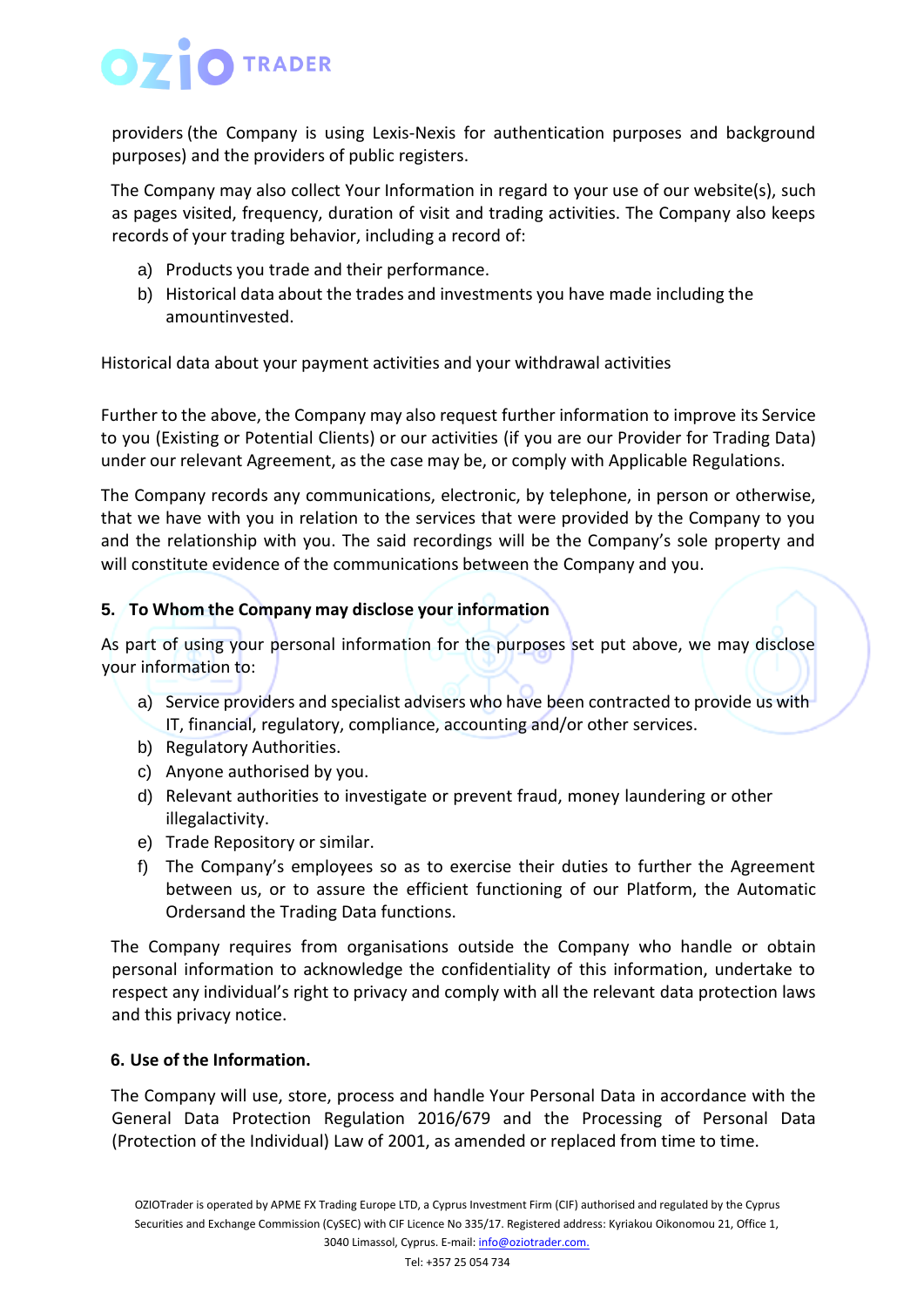providers (the Company is using Lexis-Nexis for authentication purposes and background purposes) and the providers of public registers.

The Company may also collect Your Information in regard to your use of our website(s), such as pages visited, frequency, duration of visit and trading activities. The Company also keeps records of your trading behavior, including a record of:

a) Products you trade and their performance.
b) Historical data about the trades and investments you have made including the amountinvested.

Historical data about your payment activities and your withdrawal activities

Further to the above, the Company may also request further information to improve its Service to you (Existing or Potential Clients) or our activities (if you are our Provider for Trading Data) under our relevant Agreement, as the case may be, or comply with Applicable Regulations.

The Company records any communications, electronic, by telephone, in person or otherwise, that we have with you in relation to the services that were provided by the Company to you and the relationship with you. The said recordings will be the Company's sole property and will constitute evidence of the communications between the Company and you.

## 5. To Whom the Company may disclose your information

As part of using your personal information for the purposes set put above, we may disclose your information to:

a) Service providers and specialist advisers who have been contracted to provide us with IT, financial, regulatory, compliance, accounting and/or other services.
b) Regulatory Authorities.
c) Anyone authorised by you.
d) Relevant authorities to investigate or prevent fraud, money laundering or other illegalactivity.
e) Trade Repository or similar.
f) The Company's employees so as to exercise their duties to further the Agreement between us, or to assure the efficient functioning of our Platform, the Automatic Ordersand the Trading Data functions.

The Company requires from organisations outside the Company who handle or obtain personal information to acknowledge the confidentiality of this information, undertake to respect any individual's right to privacy and comply with all the relevant data protection laws and this privacy notice.

## 6. Use of the Information.

The Company will use, store, process and handle Your Personal Data in accordance with the General Data Protection Regulation 2016/679 and the Processing of Personal Data (Protection of the Individual) Law of 2001, as amended or replaced from time to time.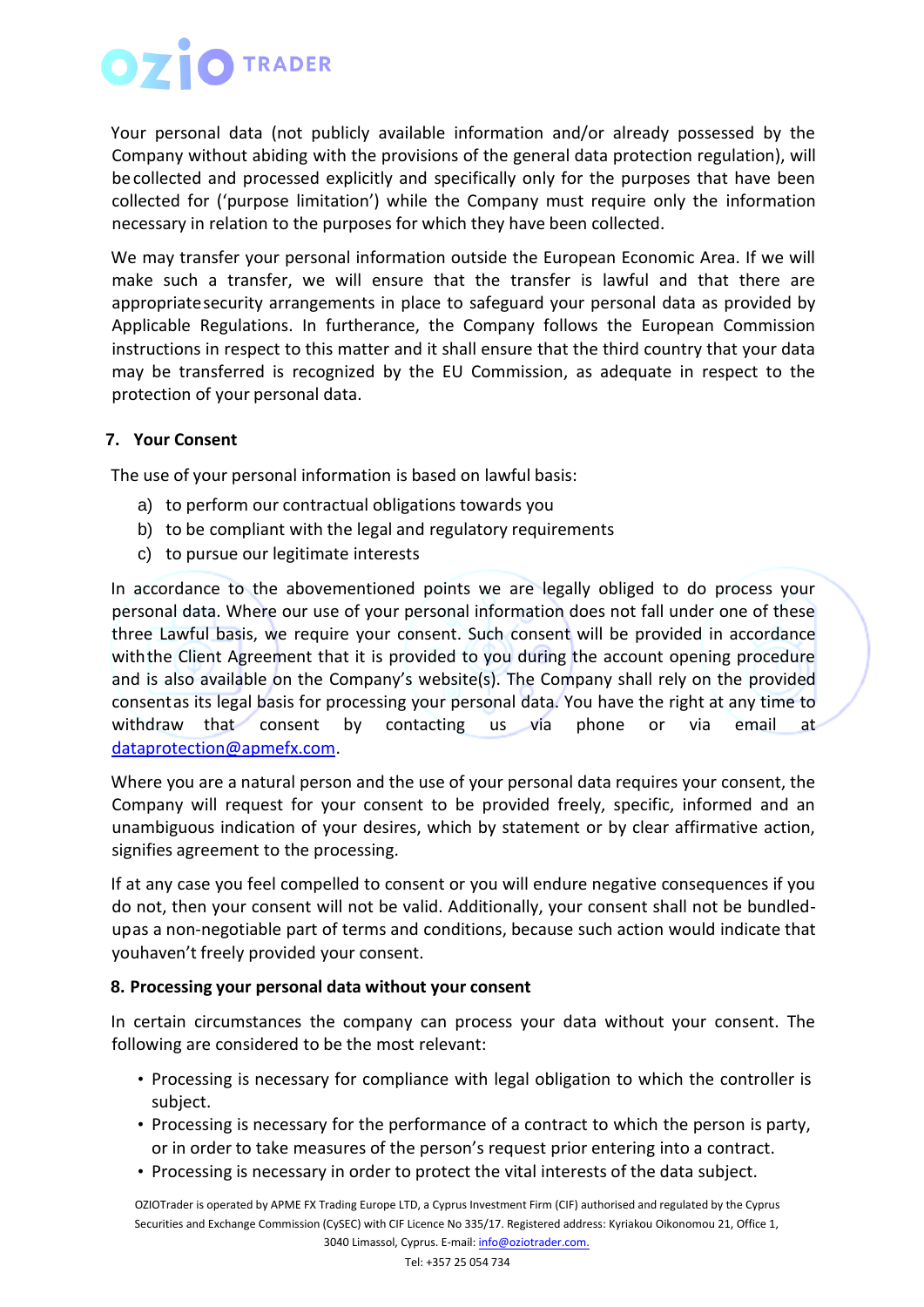Your personal data (not publicly available information and/or already possessed by the Company without abiding with the provisions of the general data protection regulation), will be collected and processed explicitly and specifically only for the purposes that have been collected for ('purpose limitation') while the Company must require only the information necessary in relation to the purposes for which they have been collected.

We may transfer your personal information outside the European Economic Area. If we will make such a transfer, we will ensure that the transfer is lawful and that there are appropriate security arrangements in place to safeguard your personal data as provided by Applicable Regulations. In furtherance, the Company follows the European Commission instructions in respect to this matter and it shall ensure that the third country that your data may be transferred is recognized by the EU Commission, as adequate in respect to the protection of your personal data.

## 7. Your Consent

The use of your personal information is based on lawful basis:

a) to perform our contractual obligations towards you
b) to be compliant with the legal and regulatory requirements
c) to pursue our legitimate interests

In accordance to the abovementioned points we are legally obliged to do process your personal data. Where our use of your personal information does not fall under one of these three Lawful basis, we require your consent. Such consent will be provided in accordance with the Client Agreement that it is provided to you during the account opening procedure and is also available on the Company's website(s). The Company shall rely on the provided consent as its legal basis for processing your personal data. You have the right at any time to withdraw that consent by contacting us via phone or via email at dataprotection@apmefx.com.

Where you are a natural person and the use of your personal data requires your consent, the Company will request for your consent to be provided freely, specific, informed and an unambiguous indication of your desires, which by statement or by clear affirmative action, signifies agreement to the processing.

If at any case you feel compelled to consent or you will endure negative consequences if you do not, then your consent will not be valid. Additionally, your consent shall not be bundled-up as a non-negotiable part of terms and conditions, because such action would indicate that you haven't freely provided your consent.

## 8. Processing your personal data without your consent

In certain circumstances the company can process your data without your consent. The following are considered to be the most relevant:

- Processing is necessary for compliance with legal obligation to which the controller is subject.
- Processing is necessary for the performance of a contract to which the person is party, or in order to take measures of the person's request prior entering into a contract.
- Processing is necessary in order to protect the vital interests of the data subject.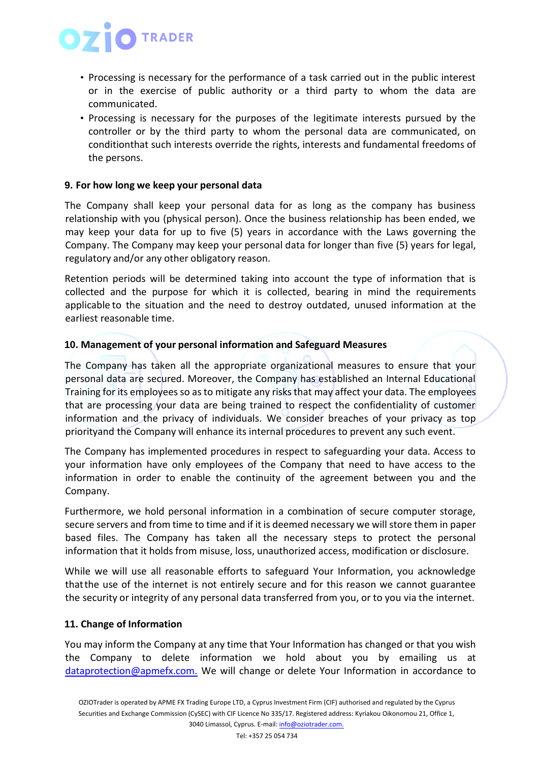- Processing is necessary for the performance of a task carried out in the public interest or in the exercise of public authority or a third party to whom the data are communicated.
- Processing is necessary for the purposes of the legitimate interests pursued by the controller or by the third party to whom the personal data are communicated, on conditionthat such interests override the rights, interests and fundamental freedoms of the persons.

**9. For how long we keep your personal data**

The Company shall keep your personal data for as long as the company has business relationship with you (physical person). Once the business relationship has been ended, we may keep your data for up to five (5) years in accordance with the Laws governing the Company. The Company may keep your personal data for longer than five (5) years for legal, regulatory and/or any other obligatory reason.

Retention periods will be determined taking into account the type of information that is collected and the purpose for which it is collected, bearing in mind the requirements applicable to the situation and the need to destroy outdated, unused information at the earliest reasonable time.

**10. Management of your personal information and Safeguard Measures**

The Company has taken all the appropriate organizational measures to ensure that your personal data are secured. Moreover, the Company has established an Internal Educational Training for its employees so as to mitigate any risks that may affect your data. The employees that are processing your data are being trained to respect the confidentiality of customer information and the privacy of individuals. We consider breaches of your privacy as top priorityand the Company will enhance its internal procedures to prevent any such event.

The Company has implemented procedures in respect to safeguarding your data. Access to your information have only employees of the Company that need to have access to the information in order to enable the continuity of the agreement between you and the Company.

Furthermore, we hold personal information in a combination of secure computer storage, secure servers and from time to time and if it is deemed necessary we will store them in paper based files. The Company has taken all the necessary steps to protect the personal information that it holds from misuse, loss, unauthorized access, modification or disclosure.

While we will use all reasonable efforts to safeguard Your Information, you acknowledge thatthe use of the internet is not entirely secure and for this reason we cannot guarantee the security or integrity of any personal data transferred from you, or to you via the internet.

**11. Change of Information**

You may inform the Company at any time that Your Information has changed or that you wish the Company to delete information we hold about you by emailing us at dataprotection@apmefx.com. We will change or delete Your Information in accordance to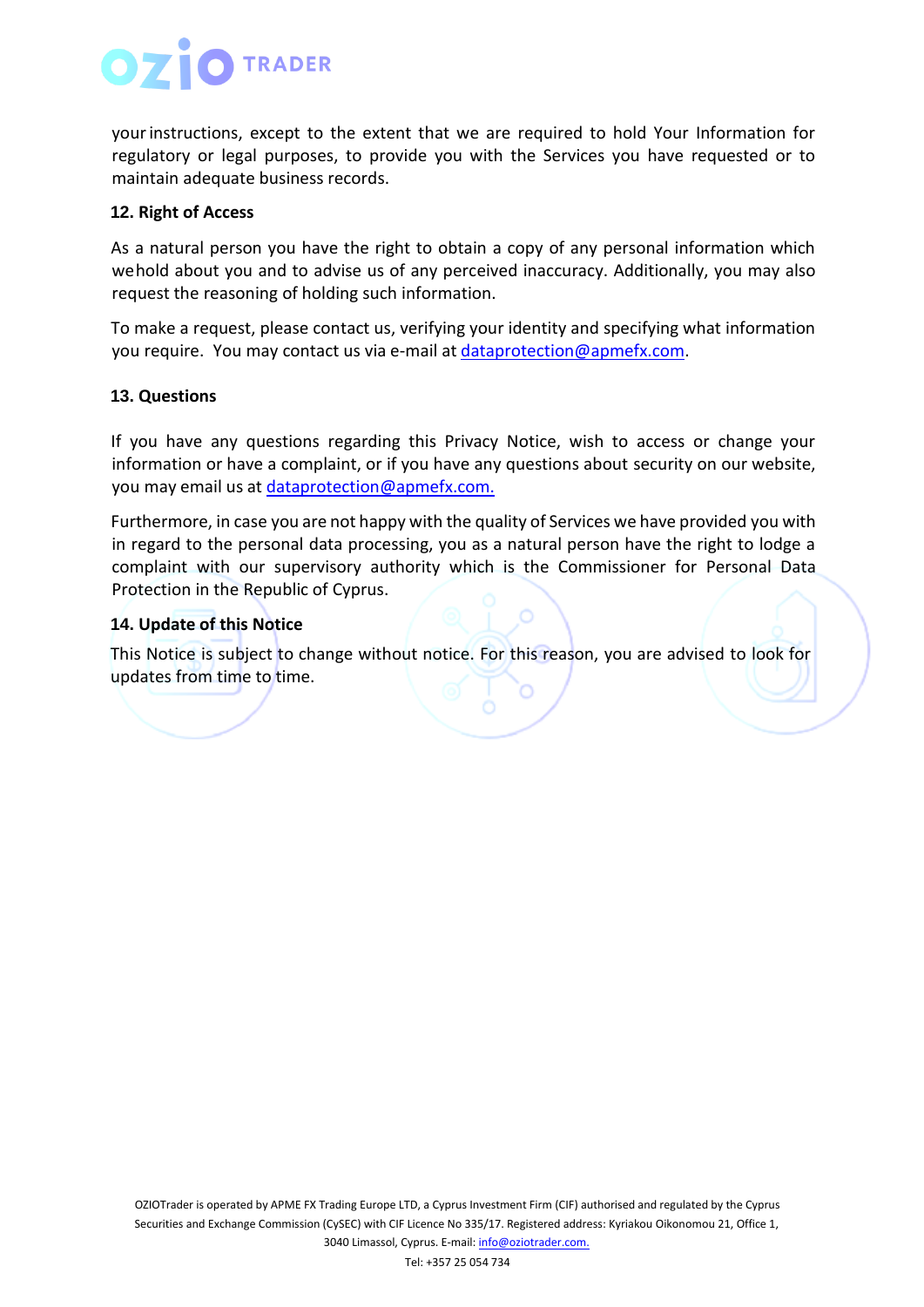your instructions, except to the extent that we are required to hold Your Information for regulatory or legal purposes, to provide you with the Services you have requested or to maintain adequate business records.

## 12. Right of Access

As a natural person you have the right to obtain a copy of any personal information which we hold about you and to advise us of any perceived inaccuracy. Additionally, you may also request the reasoning of holding such information.

To make a request, please contact us, verifying your identity and specifying what information you require. You may contact us via e-mail at dataprotection@apmefx.com.

## 13. Questions

If you have any questions regarding this Privacy Notice, wish to access or change your information or have a complaint, or if you have any questions about security on our website, you may email us at dataprotection@apmefx.com.

Furthermore, in case you are not happy with the quality of Services we have provided you with in regard to the personal data processing, you as a natural person have the right to lodge a complaint with our supervisory authority which is the Commissioner for Personal Data Protection in the Republic of Cyprus.

## 14. Update of this Notice

This Notice is subject to change without notice. For this reason, you are advised to look for updates from time to time.